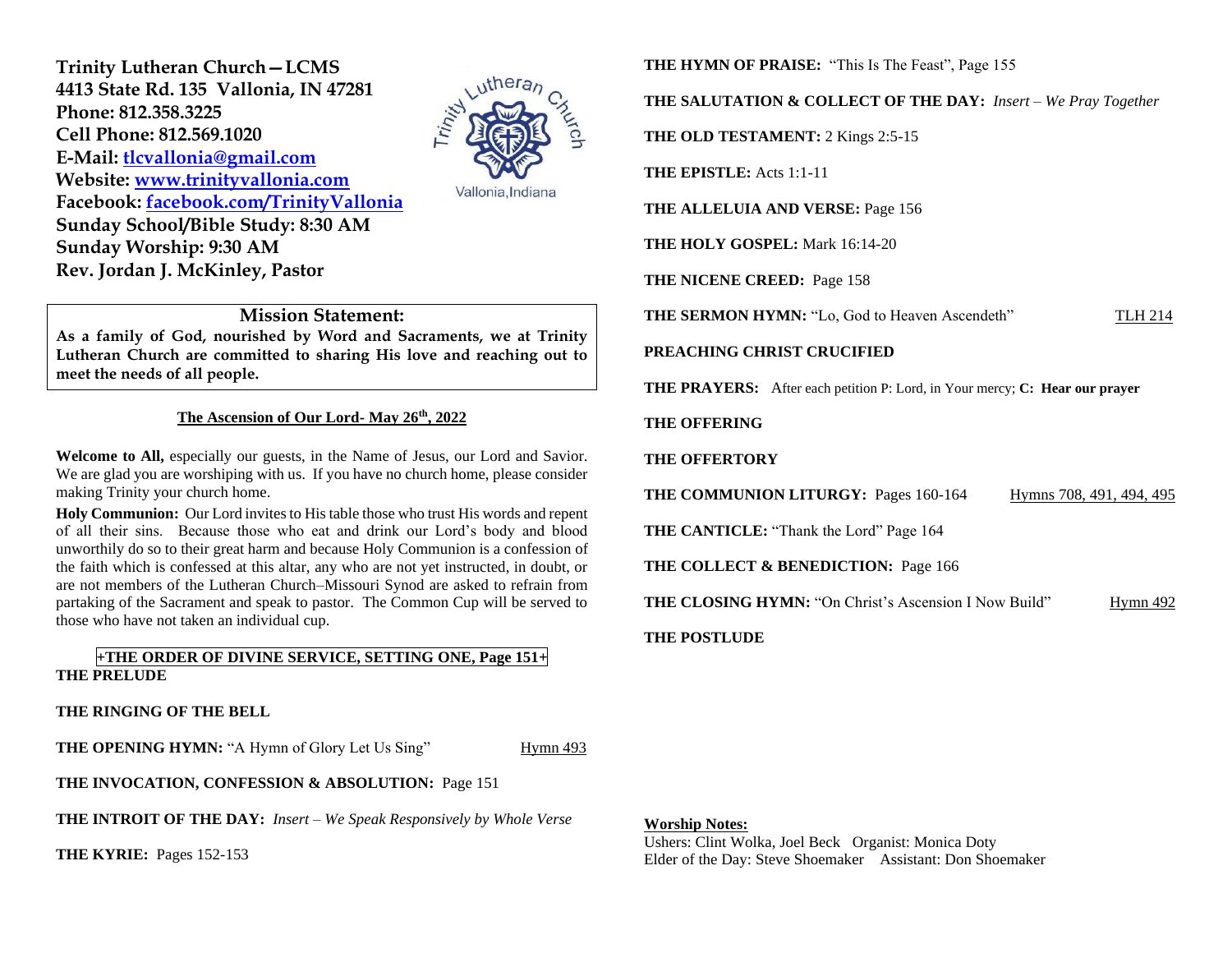**Trinity Lutheran Church—LCMS**
**4413 State Rd. 135 Vallonia, IN 47281**
**Phone: 812.358.3225**
**Cell Phone: 812.569.1020**
**E-Mail: tlcvallonia@gmail.com**
**Website: www.trinityvallonia.com**
**Facebook: facebook.com/TrinityVallonia**
**Sunday School/Bible Study: 8:30 AM**
**Sunday Worship: 9:30 AM**
**Rev. Jordan J. McKinley, Pastor**

Trinity Lutheran Church
Vallonia, Indiana

## Mission Statement:

**As a family of God, nourished by Word and Sacraments, we at Trinity Lutheran Church are committed to sharing His love and reaching out to meet the needs of all people.**

**The Ascension of Our Lord- May 26th, 2022**

**Welcome to All,** especially our guests, in the Name of Jesus, our Lord and Savior. We are glad you are worshiping with us. If you have no church home, please consider making Trinity your church home.

**Holy Communion:** Our Lord invites to His table those who trust His words and repent of all their sins. Because those who eat and drink our Lord's body and blood unworthily do so to their great harm and because Holy Communion is a confession of the faith which is confessed at this altar, any who are not yet instructed, in doubt, or are not members of the Lutheran Church–Missouri Synod are asked to refrain from partaking of the Sacrament and speak to pastor. The Common Cup will be served to those who have not taken an individual cup.

**+THE ORDER OF DIVINE SERVICE, SETTING ONE, Page 151+**

**THE PRELUDE**

**THE RINGING OF THE BELL**

**THE OPENING HYMN:** "A Hymn of Glory Let Us Sing" Hymn 493

**THE INVOCATION, CONFESSION & ABSOLUTION:** Page 151

**THE INTROIT OF THE DAY:** *Insert – We Speak Responsively by Whole Verse*

**THE KYRIE:** Pages 152-153

**THE HYMN OF PRAISE:** "This Is The Feast", Page 155

**THE SALUTATION & COLLECT OF THE DAY:** *Insert – We Pray Together*

**THE OLD TESTAMENT:** 2 Kings 2:5-15

**THE EPISTLE:** Acts 1:1-11

**THE ALLELUIA AND VERSE:** Page 156

**THE HOLY GOSPEL:** Mark 16:14-20

**THE NICENE CREED:** Page 158

**THE SERMON HYMN:** "Lo, God to Heaven Ascendeth" TLH 214

**PREACHING CHRIST CRUCIFIED**

**THE PRAYERS:** After each petition P: Lord, in Your mercy; **C: Hear our prayer**

**THE OFFERING**

**THE OFFERTORY**

**THE COMMUNION LITURGY:** Pages 160-164 Hymns 708, 491, 494, 495

**THE CANTICLE:** "Thank the Lord" Page 164

**THE COLLECT & BENEDICTION:** Page 166

**THE CLOSING HYMN:** "On Christ's Ascension I Now Build" Hymn 492

**THE POSTLUDE**

**Worship Notes:**
Ushers: Clint Wolka, Joel Beck Organist: Monica Doty
Elder of the Day: Steve Shoemaker Assistant: Don Shoemaker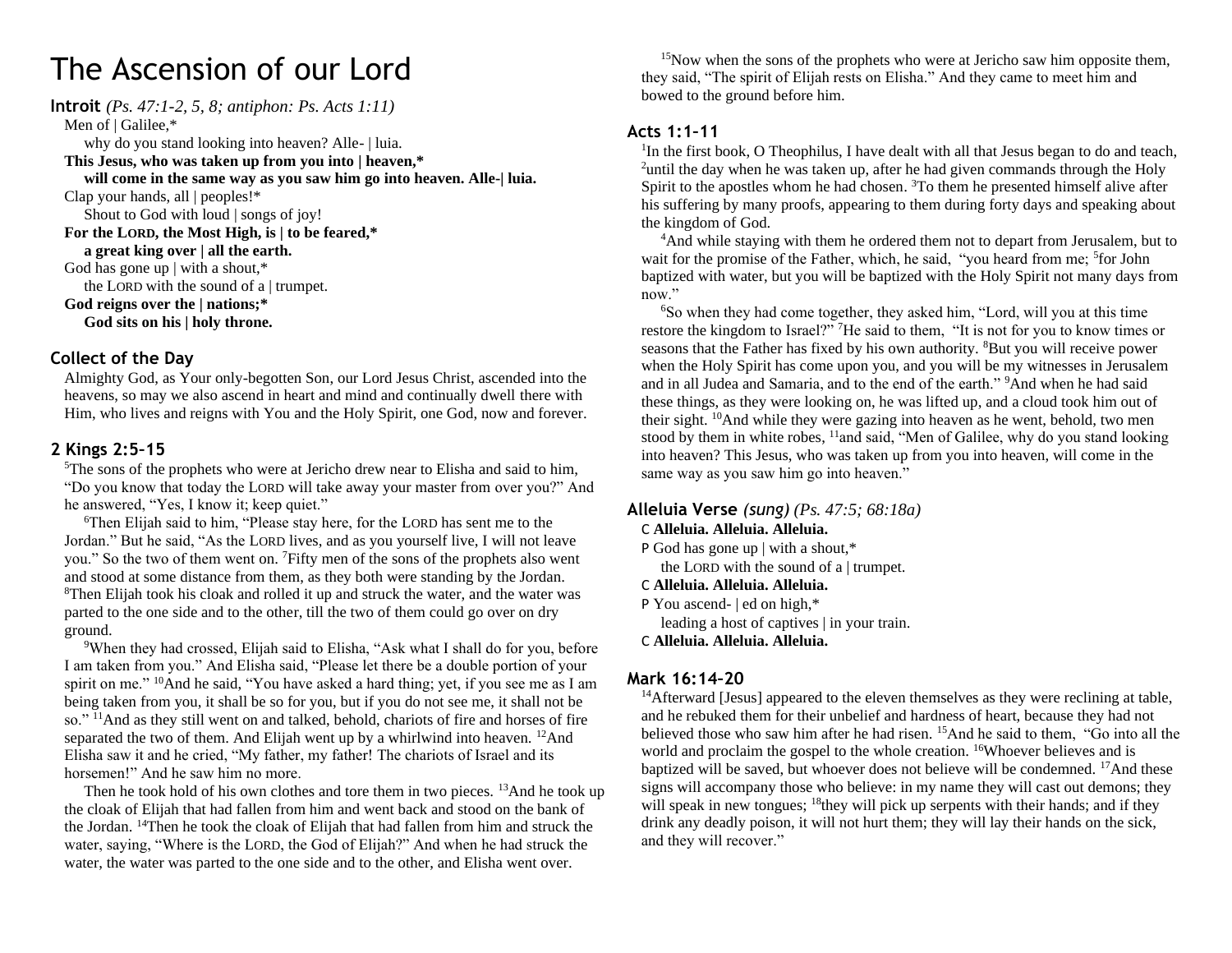# The Ascension of our Lord

## Introit *(Ps. 47:1-2, 5, 8; antiphon: Ps. Acts 1:11)*

Men of | Galilee,*
why do you stand looking into heaven? Alle- | luia.
**This Jesus, who was taken up from you into | heaven,***
**will come in the same way as you saw him go into heaven. Alle-| luia.**
Clap your hands, all | peoples!*
Shout to God with loud | songs of joy!
**For the LORD, the Most High, is | to be feared,***
**a great king over | all the earth.**
God has gone up | with a shout,*
the LORD with the sound of a | trumpet.
**God reigns over the | nations;***
**God sits on his | holy throne.**

## Collect of the Day

Almighty God, as Your only-begotten Son, our Lord Jesus Christ, ascended into the heavens, so may we also ascend in heart and mind and continually dwell there with Him, who lives and reigns with You and the Holy Spirit, one God, now and forever.

## 2 Kings 2:5–15

[5]The sons of the prophets who were at Jericho drew near to Elisha and said to him, "Do you know that today the LORD will take away your master from over you?" And he answered, "Yes, I know it; keep quiet."

[6]Then Elijah said to him, "Please stay here, for the LORD has sent me to the Jordan." But he said, "As the LORD lives, and as you yourself live, I will not leave you." So the two of them went on. [7]Fifty men of the sons of the prophets also went and stood at some distance from them, as they both were standing by the Jordan. [8]Then Elijah took his cloak and rolled it up and struck the water, and the water was parted to the one side and to the other, till the two of them could go over on dry ground.

[9]When they had crossed, Elijah said to Elisha, "Ask what I shall do for you, before I am taken from you." And Elisha said, "Please let there be a double portion of your spirit on me." [10]And he said, "You have asked a hard thing; yet, if you see me as I am being taken from you, it shall be so for you, but if you do not see me, it shall not be so." [11]And as they still went on and talked, behold, chariots of fire and horses of fire separated the two of them. And Elijah went up by a whirlwind into heaven. [12]And Elisha saw it and he cried, "My father, my father! The chariots of Israel and its horsemen!" And he saw him no more.

Then he took hold of his own clothes and tore them in two pieces. [13]And he took up the cloak of Elijah that had fallen from him and went back and stood on the bank of the Jordan. [14]Then he took the cloak of Elijah that had fallen from him and struck the water, saying, "Where is the LORD, the God of Elijah?" And when he had struck the water, the water was parted to the one side and to the other, and Elisha went over.

[15]Now when the sons of the prophets who were at Jericho saw him opposite them, they said, "The spirit of Elijah rests on Elisha." And they came to meet him and bowed to the ground before him.

## Acts 1:1–11

[1]In the first book, O Theophilus, I have dealt with all that Jesus began to do and teach, [2]until the day when he was taken up, after he had given commands through the Holy Spirit to the apostles whom he had chosen. [3]To them he presented himself alive after his suffering by many proofs, appearing to them during forty days and speaking about the kingdom of God.

[4]And while staying with them he ordered them not to depart from Jerusalem, but to wait for the promise of the Father, which, he said, "you heard from me; [5]for John baptized with water, but you will be baptized with the Holy Spirit not many days from now."

[6]So when they had come together, they asked him, "Lord, will you at this time restore the kingdom to Israel?" [7]He said to them, "It is not for you to know times or seasons that the Father has fixed by his own authority. [8]But you will receive power when the Holy Spirit has come upon you, and you will be my witnesses in Jerusalem and in all Judea and Samaria, and to the end of the earth." [9]And when he had said these things, as they were looking on, he was lifted up, and a cloud took him out of their sight. [10]And while they were gazing into heaven as he went, behold, two men stood by them in white robes, [11]and said, "Men of Galilee, why do you stand looking into heaven? This Jesus, who was taken up from you into heaven, will come in the same way as you saw him go into heaven."

## Alleluia Verse *(sung) (Ps. 47:5; 68:18a)*

C **Alleluia. Alleluia. Alleluia.**
P God has gone up | with a shout,*
the LORD with the sound of a | trumpet.
C **Alleluia. Alleluia. Alleluia.**
P You ascend- | ed on high,*
leading a host of captives | in your train.
C **Alleluia. Alleluia. Alleluia.**

## Mark 16:14–20

[14]Afterward [Jesus] appeared to the eleven themselves as they were reclining at table, and he rebuked them for their unbelief and hardness of heart, because they had not believed those who saw him after he had risen. [15]And he said to them, "Go into all the world and proclaim the gospel to the whole creation. [16]Whoever believes and is baptized will be saved, but whoever does not believe will be condemned. [17]And these signs will accompany those who believe: in my name they will cast out demons; they will speak in new tongues; [18]they will pick up serpents with their hands; and if they drink any deadly poison, it will not hurt them; they will lay their hands on the sick, and they will recover."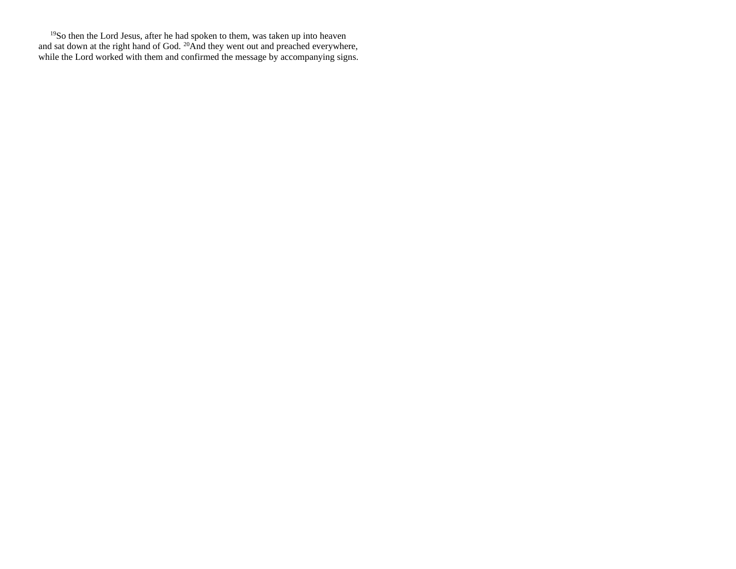[19]So then the Lord Jesus, after he had spoken to them, was taken up into heaven and sat down at the right hand of God. [20]And they went out and preached everywhere, while the Lord worked with them and confirmed the message by accompanying signs.